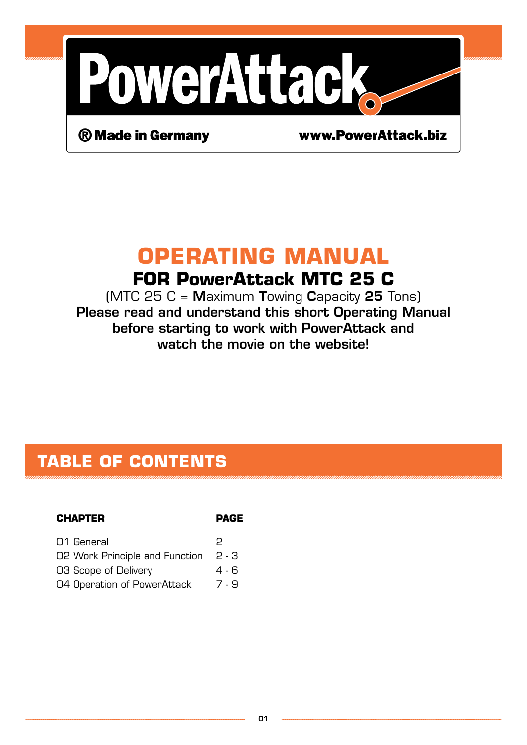# PowerAttack

® Made in Germany www.PowerAttack.biz

# OPERATING MANUAL

## FOR PowerAttack MTC 25 C

(MTC 25 C = **M**aximum **T**owing **C**apacity **25** Tons)

**Please read and understand this short Operating Manual before starting to work with PowerAttack and watch the movie on the website!**

## TABLE OF CONTENTS

| CHAPTER | PAGE |
|---|---|
| 01 General | 2 |
| 02 Work Principle and Function | 2 - 3 |
| 03 Scope of Delivery | 4 - 6 |
| 04 Operation of PowerAttack | 7 - 9 |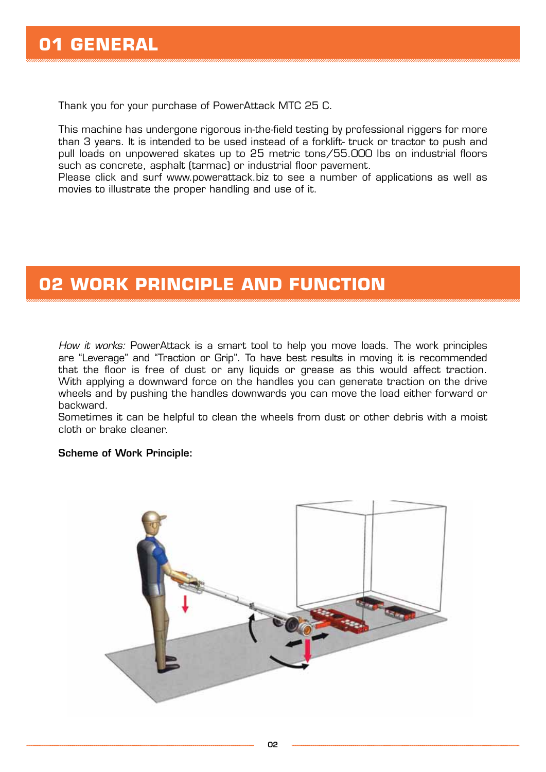# 01 GENERAL

Thank you for your purchase of PowerAttack MTC 25 C.

This machine has undergone rigorous in-the-field testing by professional riggers for more than 3 years. It is intended to be used instead of a forklift- truck or tractor to push and pull loads on unpowered skates up to 25 metric tons/55.000 lbs on industrial floors such as concrete, asphalt (tarmac) or industrial floor pavement.
Please click and surf www.powerattack.biz to see a number of applications as well as movies to illustrate the proper handling and use of it.

# 02 WORK PRINCIPLE AND FUNCTION

*How it works:* PowerAttack is a smart tool to help you move loads. The work principles are "Leverage" and "Traction or Grip". To have best results in moving it is recommended that the floor is free of dust or any liquids or grease as this would affect traction. With applying a downward force on the handles you can generate traction on the drive wheels and by pushing the handles downwards you can move the load either forward or backward.
Sometimes it can be helpful to clean the wheels from dust or other debris with a moist cloth or brake cleaner.

**Scheme of Work Principle:**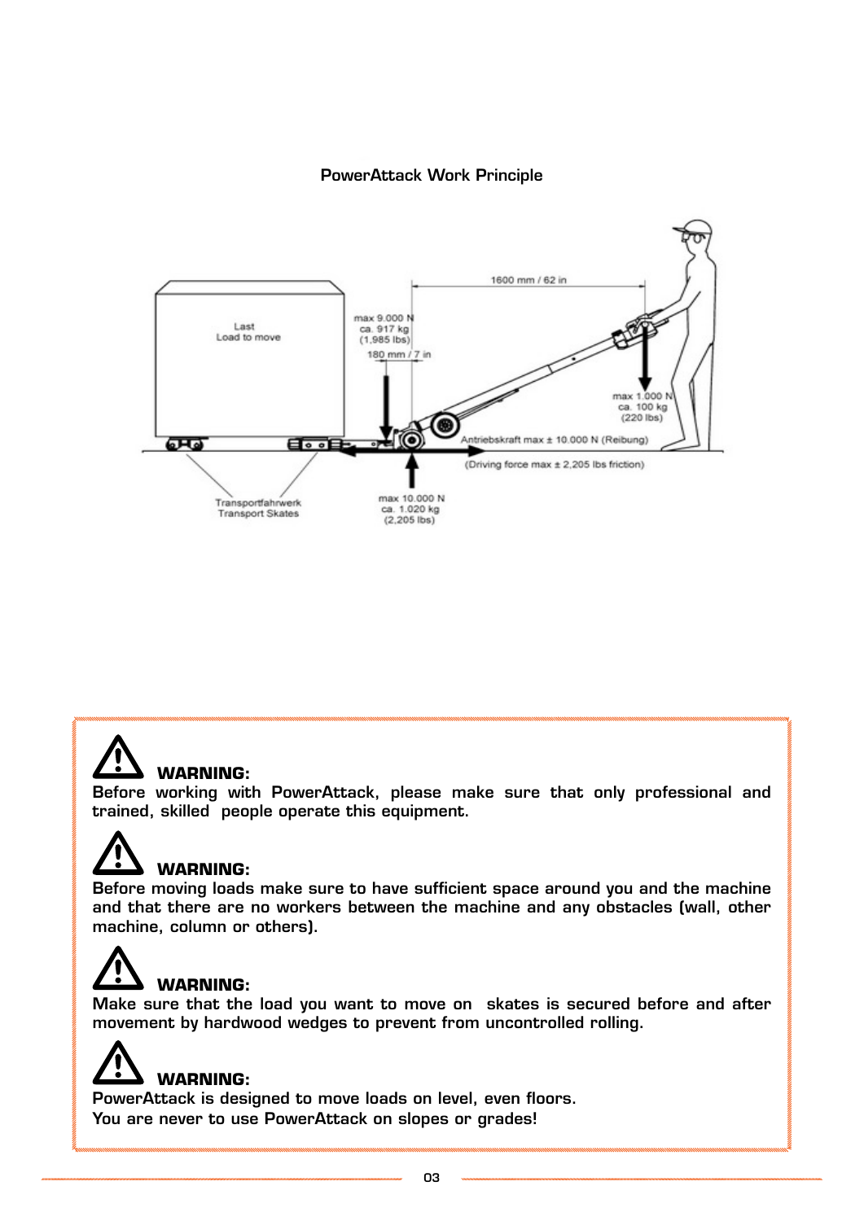## PowerAttack Work Principle

Last
Load to move

max 9.000 N
ca. 917 kg
(1,985 lbs)

180 mm / 7 in

1600 mm / 62 in

max 1.000 N
ca. 100 kg
(220 lbs)

Antriebskraft max ± 10.000 N (Reibung)

(Driving force max ± 2,205 lbs friction)

Transportfahrwerk
Transport Skates

max 10.000 N
ca. 1.020 kg
(2,205 lbs)

**WARNING:**
Before working with PowerAttack, please make sure that only professional and trained, skilled people operate this equipment.

**WARNING:**
Before moving loads make sure to have sufficient space around you and the machine and that there are no workers between the machine and any obstacles (wall, other machine, column or others).

**WARNING:**
Make sure that the load you want to move on skates is secured before and after movement by hardwood wedges to prevent from uncontrolled rolling.

**WARNING:**
PowerAttack is designed to move loads on level, even floors.
You are never to use PowerAttack on slopes or grades!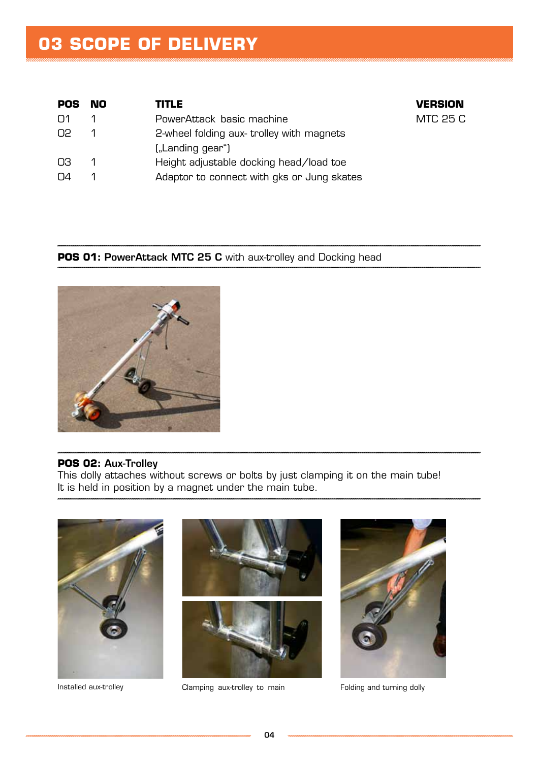# 03 SCOPE OF DELIVERY

| POS | NO | TITLE | VERSION |
|---|---|---|---|
| 01 | 1 | PowerAttack basic machine | MTC 25 C |
| 02 | 1 | 2-wheel folding aux- trolley with magnets („Landing gear“) | |
| 03 | 1 | Height adjustable docking head/load toe | |
| 04 | 1 | Adaptor to connect with gks or Jung skates | |

**POS 01: PowerAttack MTC 25 C** with aux-trolley and Docking head

**POS 02:** Aux-Trolley
This dolly attaches without screws or bolts by just clamping it on the main tube!
It is held in position by a magnet under the main tube.

Installed aux-trolley

Clamping aux-trolley to main

Folding and turning dolly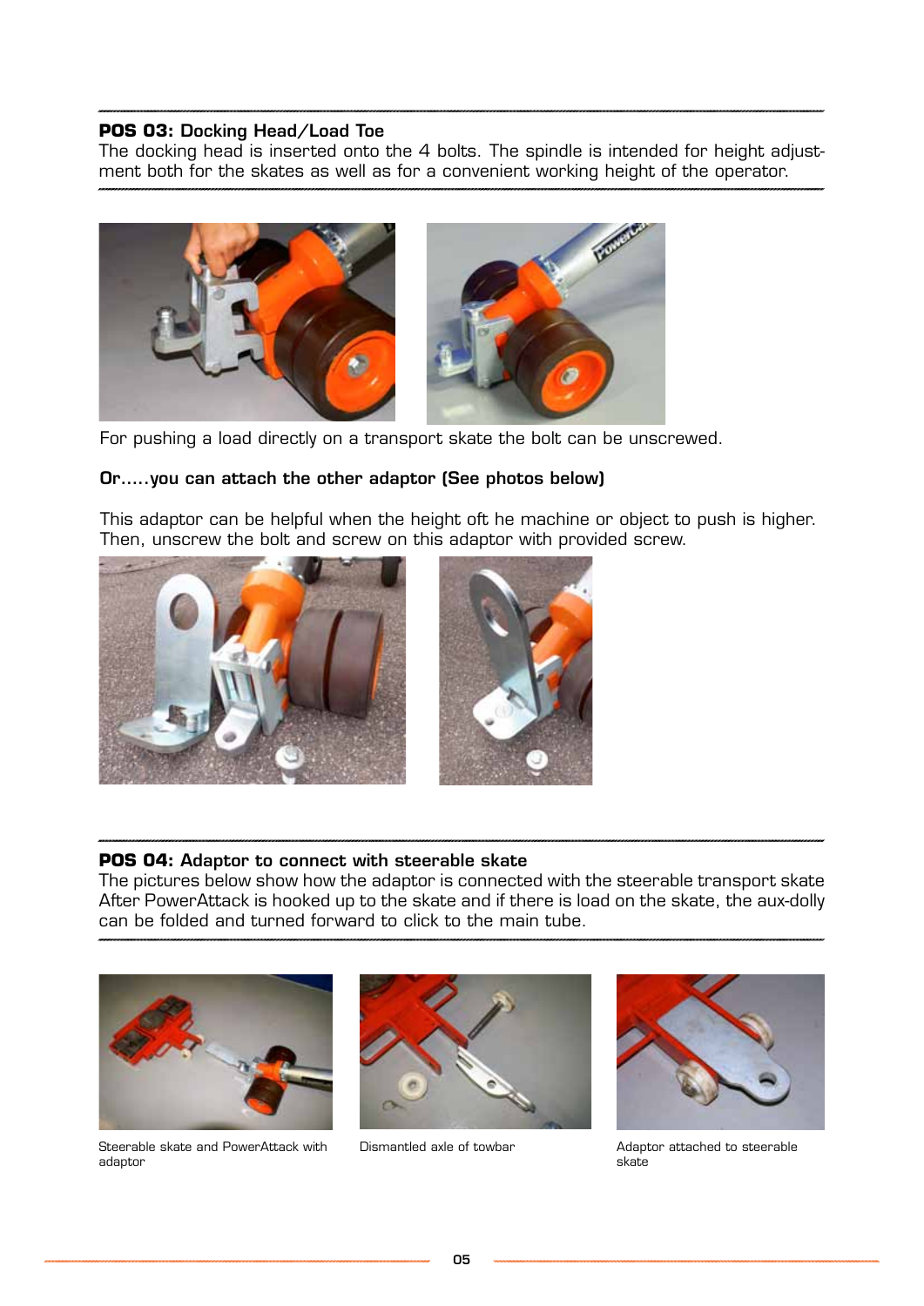**POS 03:** Docking Head/Load Toe

The docking head is inserted onto the 4 bolts. The spindle is intended for height adjustment both for the skates as well as for a convenient working height of the operator.

For pushing a load directly on a transport skate the bolt can be unscrewed.

**Or.....you can attach the other adaptor (See photos below)**

This adaptor can be helpful when the height oft he machine or object to push is higher. Then, unscrew the bolt and screw on this adaptor with provided screw.

**POS 04:** Adaptor to connect with steerable skate

The pictures below show how the adaptor is connected with the steerable transport skate After PowerAttack is hooked up to the skate and if there is load on the skate, the aux-dolly can be folded and turned forward to click to the main tube.

Steerable skate and PowerAttack with adaptor

Dismantled axle of towbar

Adaptor attached to steerable skate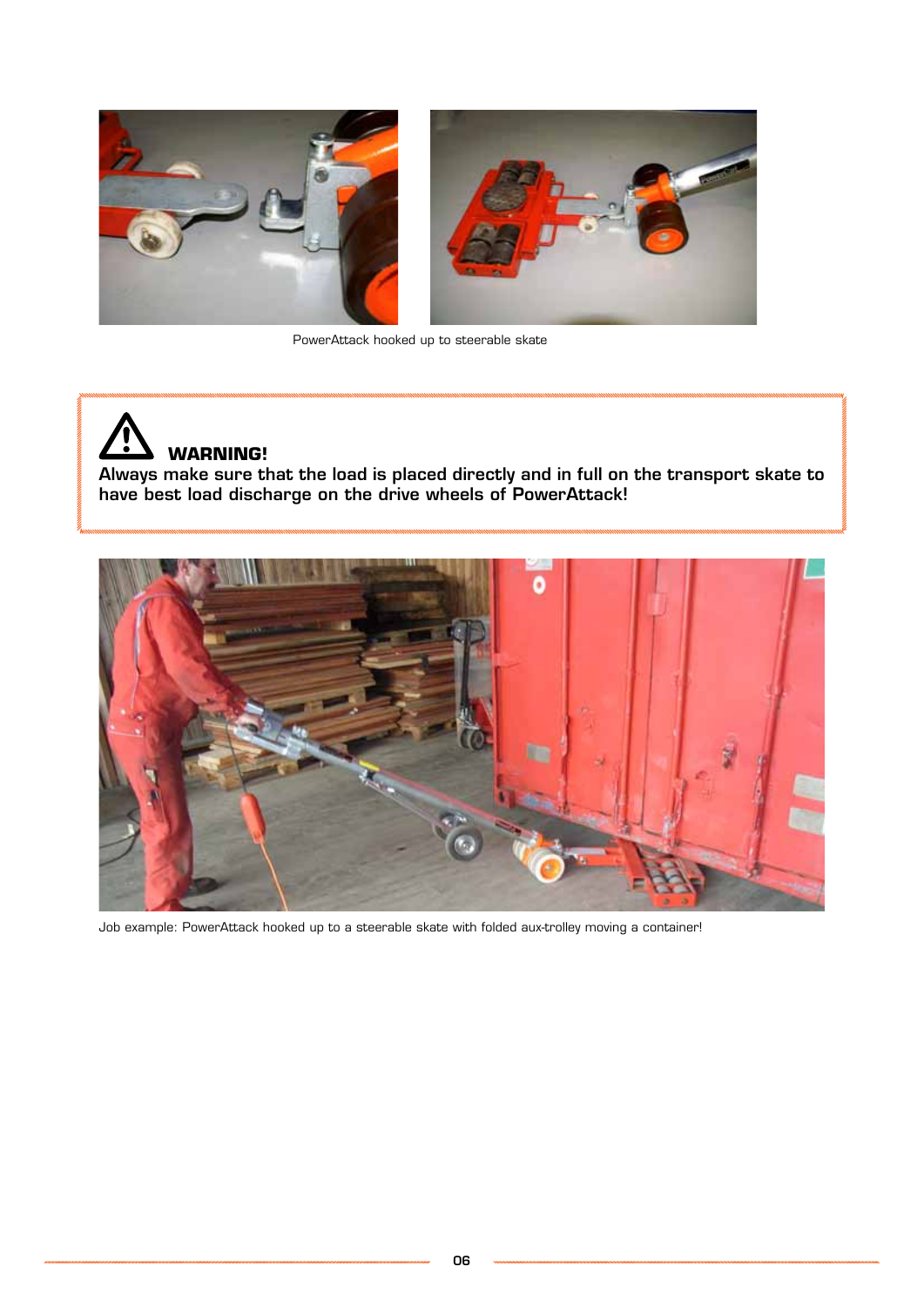PowerAttack hooked up to steerable skate

**WARNING!**
**Always make sure that the load is placed directly and in full on the transport skate to have best load discharge on the drive wheels of PowerAttack!**

Job example: PowerAttack hooked up to a steerable skate with folded aux-trolley moving a container!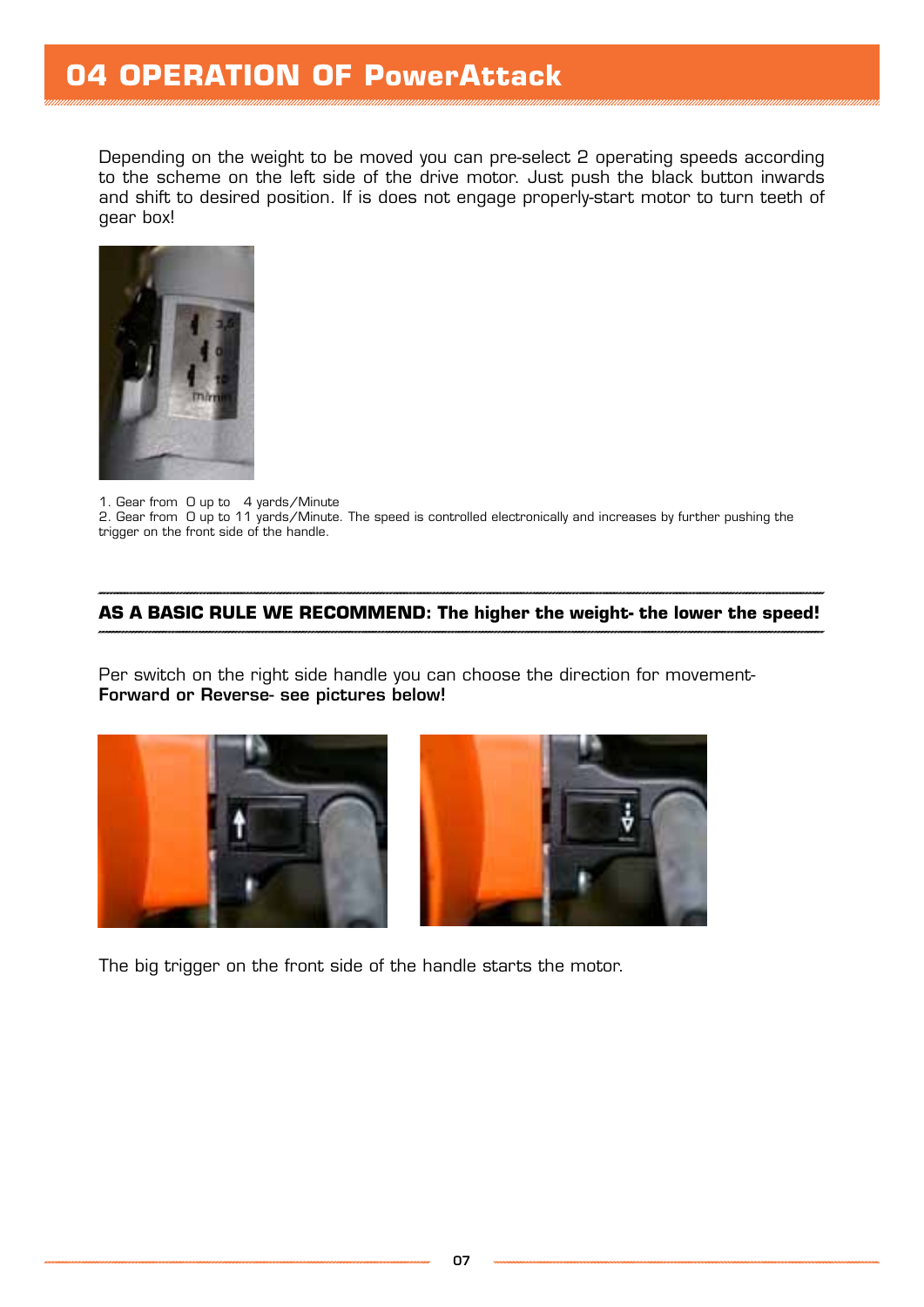# 04 OPERATION OF PowerAttack

Depending on the weight to be moved you can pre-select 2 operating speeds according to the scheme on the left side of the drive motor. Just push the black button inwards and shift to desired position. If is does not engage properly-start motor to turn teeth of gear box!

1. Gear from 0 up to 4 yards/Minute
2. Gear from 0 up to 11 yards/Minute. The speed is controlled electronically and increases by further pushing the trigger on the front side of the handle.

**AS A BASIC RULE WE RECOMMEND: The higher the weight- the lower the speed!**

Per switch on the right side handle you can choose the direction for movement- **Forward or Reverse- see pictures below!**

The big trigger on the front side of the handle starts the motor.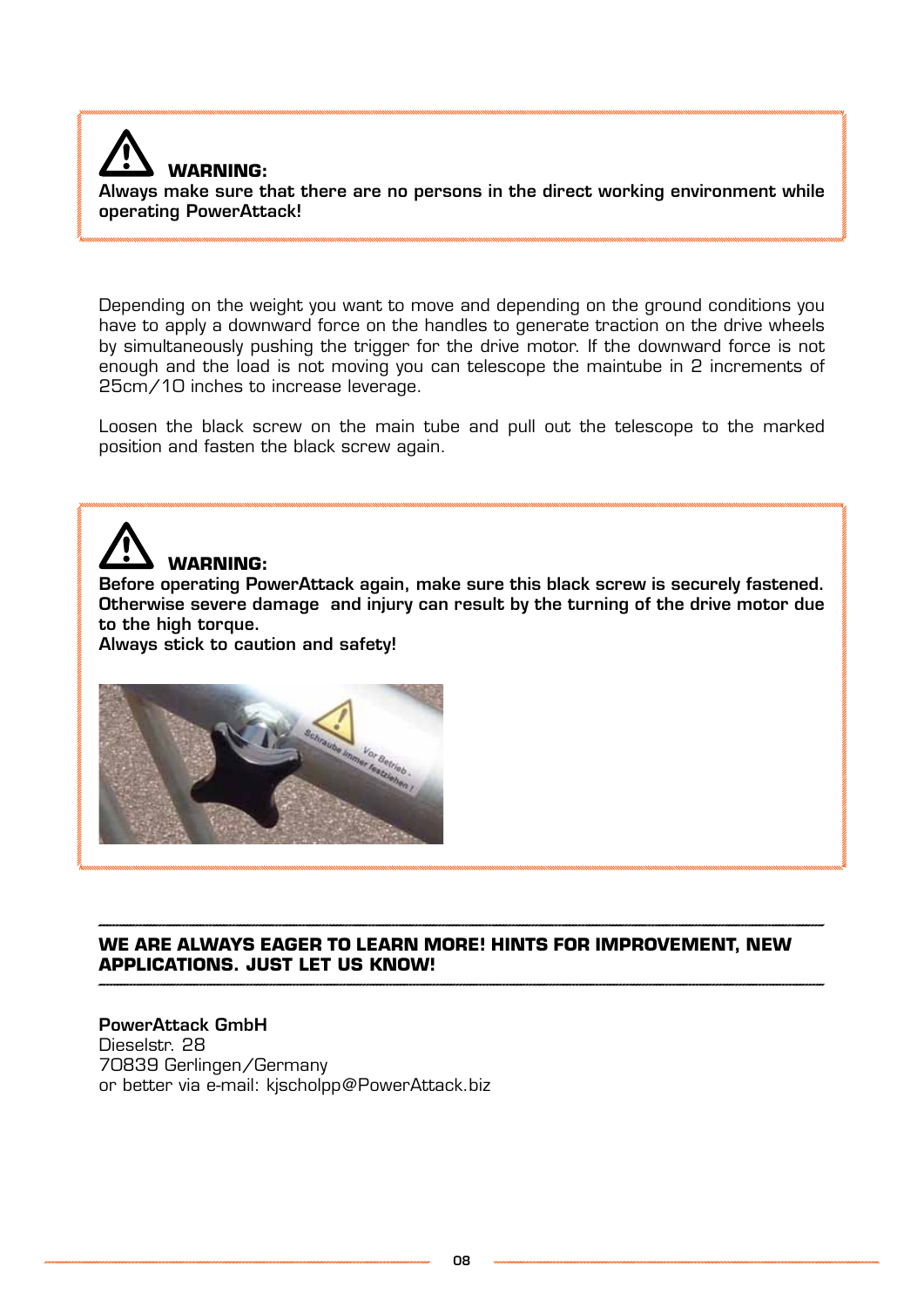**WARNING:**
**Always make sure that there are no persons in the direct working environment while operating PowerAttack!**

Depending on the weight you want to move and depending on the ground conditions you have to apply a downward force on the handles to generate traction on the drive wheels by simultaneously pushing the trigger for the drive motor. If the downward force is not enough and the load is not moving you can telescope the maintube in 2 increments of 25cm/10 inches to increase leverage.

Loosen the black screw on the main tube and pull out the telescope to the marked position and fasten the black screw again.

**WARNING:**
**Before operating PowerAttack again, make sure this black screw is securely fastened. Otherwise severe damage and injury can result by the turning of the drive motor due to the high torque.**
**Always stick to caution and safety!**

---

**WE ARE ALWAYS EAGER TO LEARN MORE! HINTS FOR IMPROVEMENT, NEW APPLICATIONS. JUST LET US KNOW!**

---

**PowerAttack GmbH**
Dieselstr. 28
70839 Gerlingen/Germany
or better via e-mail: kjscholpp@PowerAttack.biz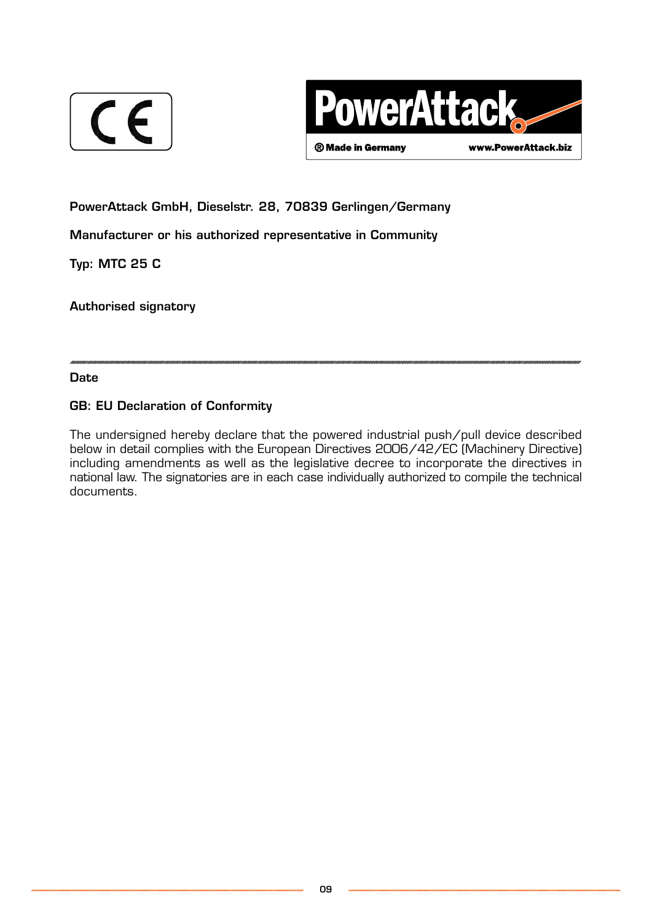PowerAttack

® Made in Germany www.PowerAttack.biz

**PowerAttack GmbH, Dieselstr. 28, 70839 Gerlingen/Germany**

**Manufacturer or his authorized representative in Community**

**Typ: MTC 25 C**

**Authorised signatory**

---

**Date**

**GB: EU Declaration of Conformity**

The undersigned hereby declare that the powered industrial push/pull device described below in detail complies with the European Directives 2006/42/EC (Machinery Directive) including amendments as well as the legislative decree to incorporate the directives in national law. The signatories are in each case individually authorized to compile the technical documents.